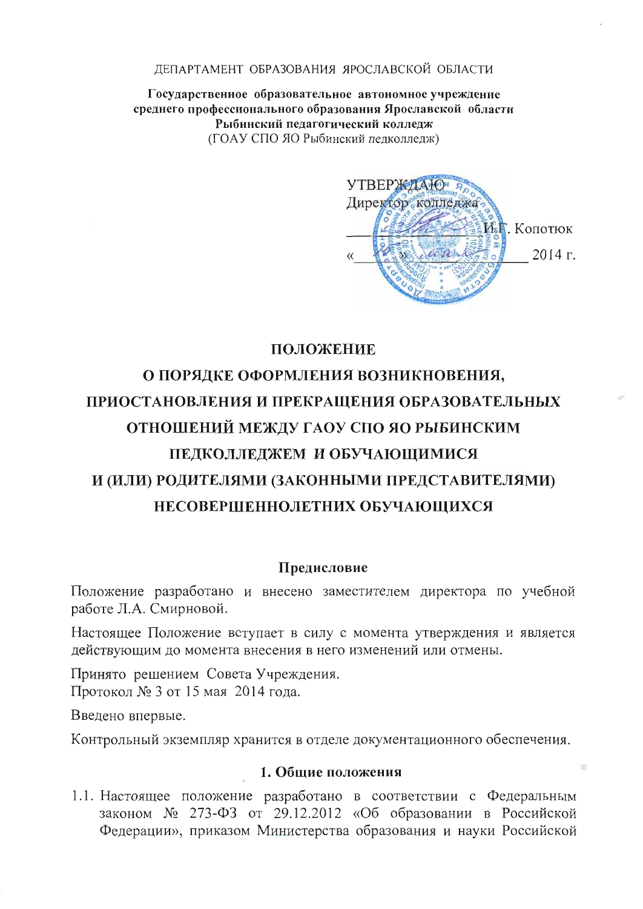ДЕПАРТАМЕНТ ОБРАЗОВАНИЯ ЯРОСЛАВСКОЙ ОБЛАСТИ

**Государственное образовательное автономное учреждение среднего профессионального образования Ярославской области Рыбинский педагогический колледж**
(ГОАУ СПО ЯО Рыбинский педколледж)

УТВЕРЖДАЮ
Директор колледжа
_____________ И.Г. Копотюк
«____» ______________ 2014 г.

# ПОЛОЖЕНИЕ
# О ПОРЯДКЕ ОФОРМЛЕНИЯ ВОЗНИКНОВЕНИЯ, ПРИОСТАНОВЛЕНИЯ И ПРЕКРАЩЕНИЯ ОБРАЗОВАТЕЛЬНЫХ ОТНОШЕНИЙ МЕЖДУ ГАОУ СПО ЯО РЫБИНСКИМ ПЕДКОЛЛЕДЖЕМ И ОБУЧАЮЩИМИСЯ И (ИЛИ) РОДИТЕЛЯМИ (ЗАКОННЫМИ ПРЕДСТАВИТЕЛЯМИ) НЕСОВЕРШЕННОЛЕТНИХ ОБУЧАЮЩИХСЯ

## Предисловие

Положение разработано и внесено заместителем директора по учебной работе Л.А. Смирновой.

Настоящее Положение вступает в силу с момента утверждения и является действующим до момента внесения в него изменений или отмены.

Принято решением Совета Учреждения.
Протокол № 3 от 15 мая 2014 года.

Введено впервые.

Контрольный экземпляр хранится в отделе документационного обеспечения.

## 1. Общие положения

1.1. Настоящее положение разработано в соответствии с Федеральным законом № 273-ФЗ от 29.12.2012 «Об образовании в Российской Федерации», приказом Министерства образования и науки Российской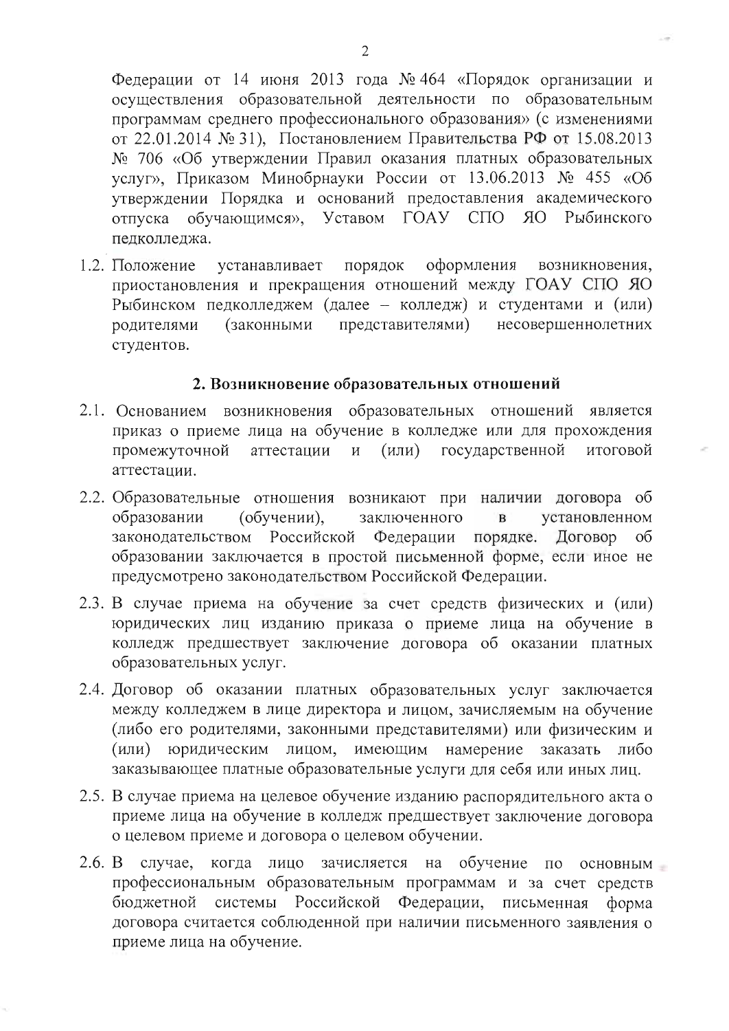Федерации от 14 июня 2013 года № 464 «Порядок организации и осуществления образовательной деятельности по образовательным программам среднего профессионального образования» (с изменениями от 22.01.2014 № 31), Постановлением Правительства РФ от 15.08.2013 № 706 «Об утверждении Правил оказания платных образовательных услуг», Приказом Минобрнауки России от 13.06.2013 № 455 «Об утверждении Порядка и оснований предоставления академического отпуска обучающимся», Уставом ГОАУ СПО ЯО Рыбинского педколледжа.

1.2. Положение устанавливает порядок оформления возникновения, приостановления и прекращения отношений между ГОАУ СПО ЯО Рыбинском педколледжем (далее – колледж) и студентами и (или) родителями (законными представителями) несовершеннолетних студентов.

## 2. Возникновение образовательных отношений

2.1. Основанием возникновения образовательных отношений является приказ о приеме лица на обучение в колледже или для прохождения промежуточной аттестации и (или) государственной итоговой аттестации.

2.2. Образовательные отношения возникают при наличии договора об образовании (обучении), заключенного в установленном законодательством Российской Федерации порядке. Договор об образовании заключается в простой письменной форме, если иное не предусмотрено законодательством Российской Федерации.

2.3. В случае приема на обучение за счет средств физических и (или) юридических лиц изданию приказа о приеме лица на обучение в колледж предшествует заключение договора об оказании платных образовательных услуг.

2.4. Договор об оказании платных образовательных услуг заключается между колледжем в лице директора и лицом, зачисляемым на обучение (либо его родителями, законными представителями) или физическим и (или) юридическим лицом, имеющим намерение заказать либо заказывающее платные образовательные услуги для себя или иных лиц.

2.5. В случае приема на целевое обучение изданию распорядительного акта о приеме лица на обучение в колледж предшествует заключение договора о целевом приеме и договора о целевом обучении.

2.6. В случае, когда лицо зачисляется на обучение по основным профессиональным образовательным программам и за счет средств бюджетной системы Российской Федерации, письменная форма договора считается соблюденной при наличии письменного заявления о приеме лица на обучение.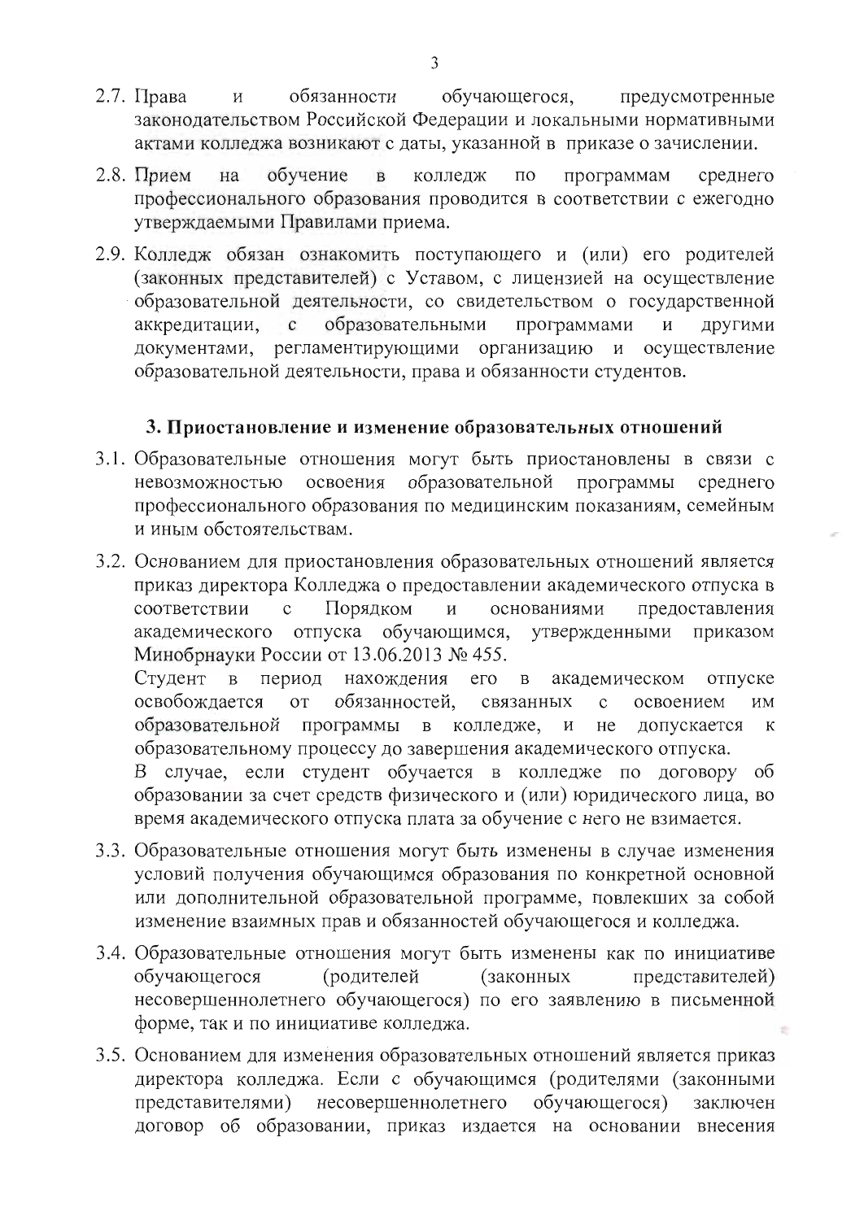2.7. Права и обязанности обучающегося, предусмотренные законодательством Российской Федерации и локальными нормативными актами колледжа возникают с даты, указанной в приказе о зачислении.

2.8. Прием на обучение в колледж по программам среднего профессионального образования проводится в соответствии с ежегодно утверждаемыми Правилами приема.

2.9. Колледж обязан ознакомить поступающего и (или) его родителей (законных представителей) с Уставом, с лицензией на осуществление образовательной деятельности, со свидетельством о государственной аккредитации, с образовательными программами и другими документами, регламентирующими организацию и осуществление образовательной деятельности, права и обязанности студентов.

### 3. Приостановление и изменение образовательных отношений

3.1. Образовательные отношения могут быть приостановлены в связи с невозможностью освоения образовательной программы среднего профессионального образования по медицинским показаниям, семейным и иным обстоятельствам.

3.2. Основанием для приостановления образовательных отношений является приказ директора Колледжа о предоставлении академического отпуска в соответствии с Порядком и основаниями предоставления академического отпуска обучающимся, утвержденными приказом Минобрнауки России от 13.06.2013 № 455.
Студент в период нахождения его в академическом отпуске освобождается от обязанностей, связанных с освоением им образовательной программы в колледже, и не допускается к образовательному процессу до завершения академического отпуска.
В случае, если студент обучается в колледже по договору об образовании за счет средств физического и (или) юридического лица, во время академического отпуска плата за обучение с него не взимается.

3.3. Образовательные отношения могут быть изменены в случае изменения условий получения обучающимся образования по конкретной основной или дополнительной образовательной программе, повлекших за собой изменение взаимных прав и обязанностей обучающегося и колледжа.

3.4. Образовательные отношения могут быть изменены как по инициативе обучающегося (родителей (законных представителей) несовершеннолетнего обучающегося) по его заявлению в письменной форме, так и по инициативе колледжа.

3.5. Основанием для изменения образовательных отношений является приказ директора колледжа. Если с обучающимся (родителями (законными представителями) несовершеннолетнего обучающегося) заключен договор об образовании, приказ издается на основании внесения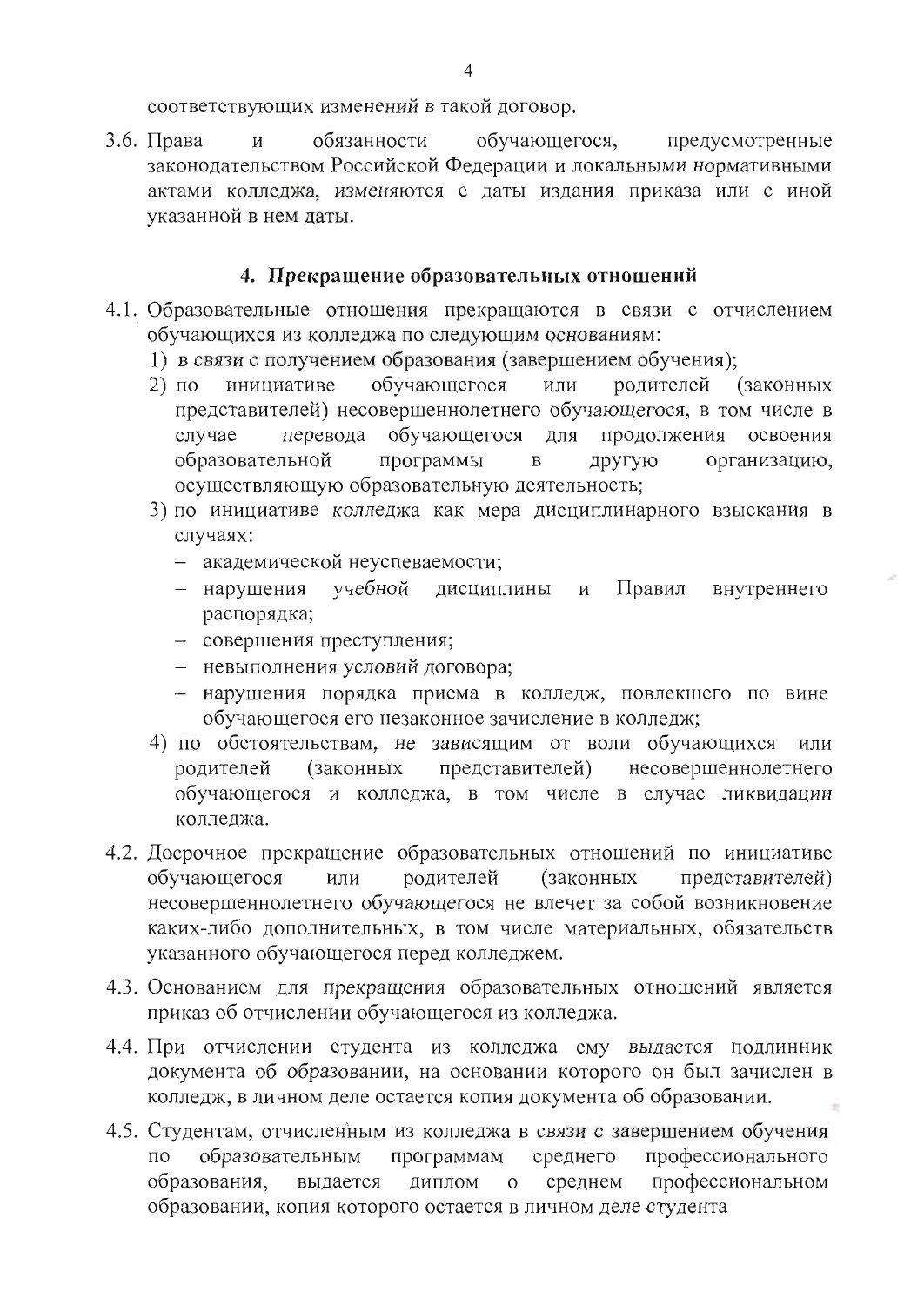соответствующих изменений в такой договор.

3.6. Права и обязанности обучающегося, предусмотренные законодательством Российской Федерации и локальными нормативными актами колледжа, изменяются с даты издания приказа или с иной указанной в нем даты.

## 4. *Прекращение образовательных отношений*

4.1. Образовательные отношения прекращаются в связи с отчислением обучающихся из колледжа по следующим основаниям:

1) в связи с получением образования (завершением обучения);
2) по инициативе обучающегося или родителей (законных представителей) несовершеннолетнего обучающегося, в том числе в случае перевода обучающегося для продолжения освоения образовательной программы в другую организацию, осуществляющую образовательную деятельность;
3) по инициативе колледжа как мера дисциплинарного взыскания в случаях:
   - академической неуспеваемости;
   - нарушения учебной дисциплины и Правил внутреннего распорядка;
   - совершения преступления;
   - невыполнения условий договора;
   - нарушения порядка приема в колледж, повлекшего по вине обучающегося его незаконное зачисление в колледж;
4) по обстоятельствам, не зависящим от воли обучающихся или родителей (законных представителей) несовершеннолетнего обучающегося и колледжа, в том числе в случае ликвидации колледжа.

4.2. Досрочное прекращение образовательных отношений по инициативе обучающегося или родителей (законных представителей) несовершеннолетнего обучающегося не влечет за собой возникновение каких-либо дополнительных, в том числе материальных, обязательств указанного обучающегося перед колледжем.

4.3. Основанием для прекращения образовательных отношений является приказ об отчислении обучающегося из колледжа.

4.4. При отчислении студента из колледжа ему выдается подлинник документа об образовании, на основании которого он был зачислен в колледж, в личном деле остается копия документа об образовании.

4.5. Студентам, отчисленным из колледжа в связи с завершением обучения по образовательным программам среднего профессионального образования, выдается диплом о среднем профессиональном образовании, копия которого остается в личном деле студента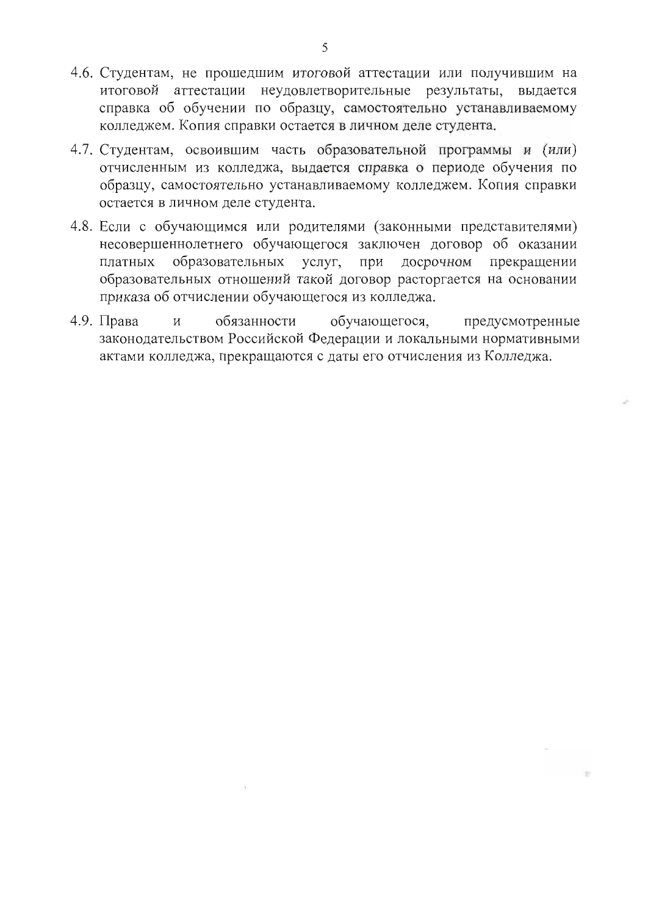4.6. Студентам, не прошедшим итоговой аттестации или получившим на итоговой аттестации неудовлетворительные результаты, выдается справка об обучении по образцу, самостоятельно устанавливаемому колледжем. Копия справки остается в личном деле студента.

4.7. Студентам, освоившим часть образовательной программы и (или) отчисленным из колледжа, выдается справка о периоде обучения по образцу, самостоятельно устанавливаемому колледжем. Копия справки остается в личном деле студента.

4.8. Если с обучающимся или родителями (законными представителями) несовершеннолетнего обучающегося заключен договор об оказании платных образовательных услуг, при досрочном прекращении образовательных отношений такой договор расторгается на основании приказа об отчислении обучающегося из колледжа.

4.9. Права и обязанности обучающегося, предусмотренные законодательством Российской Федерации и локальными нормативными актами колледжа, прекращаются с даты его отчисления из Колледжа.